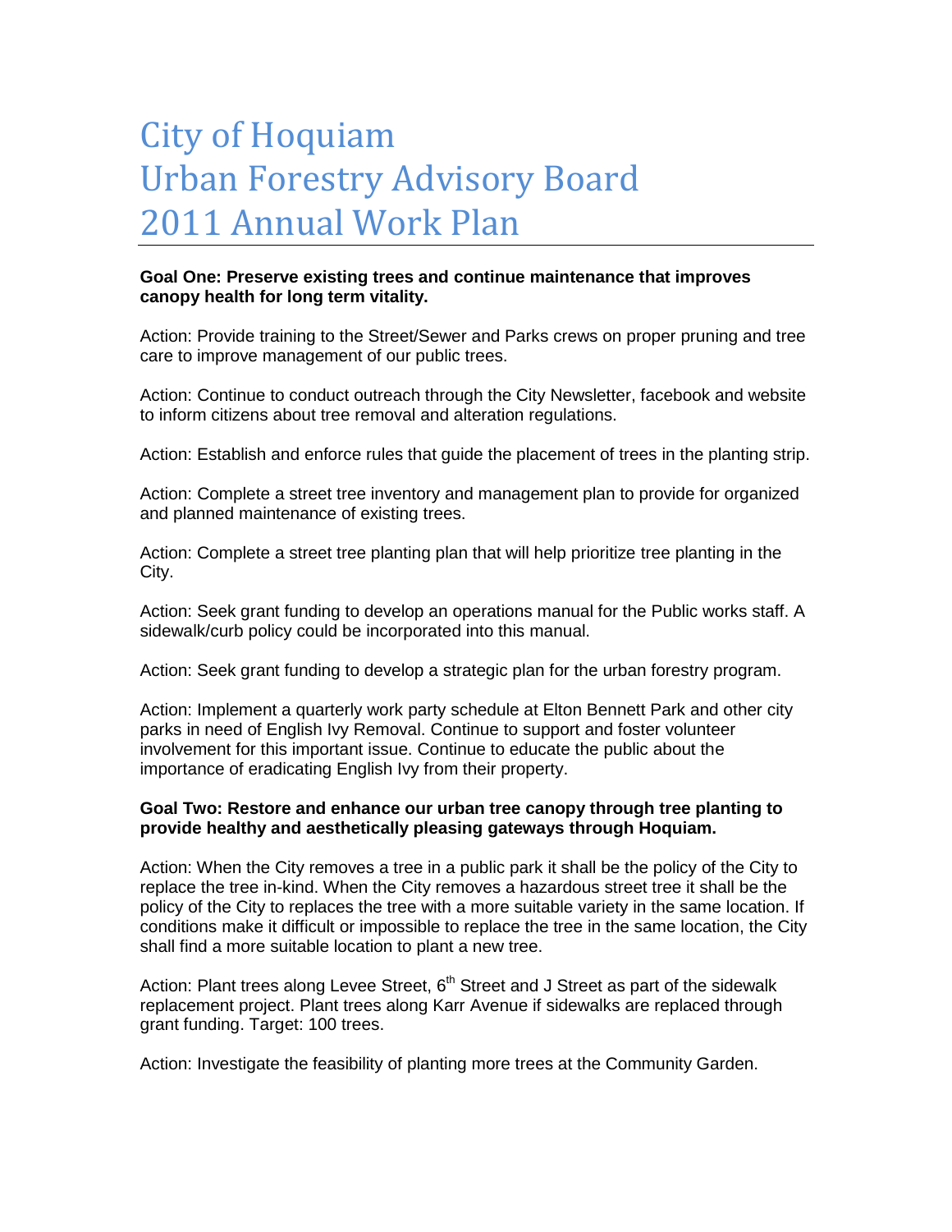# City of Hoquiam
# Urban Forestry Advisory Board
# 2011 Annual Work Plan

**Goal One: Preserve existing trees and continue maintenance that improves canopy health for long term vitality.**

Action: Provide training to the Street/Sewer and Parks crews on proper pruning and tree care to improve management of our public trees.

Action: Continue to conduct outreach through the City Newsletter, facebook and website to inform citizens about tree removal and alteration regulations.

Action: Establish and enforce rules that guide the placement of trees in the planting strip.

Action: Complete a street tree inventory and management plan to provide for organized and planned maintenance of existing trees.

Action: Complete a street tree planting plan that will help prioritize tree planting in the City.

Action: Seek grant funding to develop an operations manual for the Public works staff. A sidewalk/curb policy could be incorporated into this manual.

Action: Seek grant funding to develop a strategic plan for the urban forestry program.

Action: Implement a quarterly work party schedule at Elton Bennett Park and other city parks in need of English Ivy Removal. Continue to support and foster volunteer involvement for this important issue. Continue to educate the public about the importance of eradicating English Ivy from their property.

**Goal Two: Restore and enhance our urban tree canopy through tree planting to provide healthy and aesthetically pleasing gateways through Hoquiam.**

Action: When the City removes a tree in a public park it shall be the policy of the City to replace the tree in-kind. When the City removes a hazardous street tree it shall be the policy of the City to replaces the tree with a more suitable variety in the same location. If conditions make it difficult or impossible to replace the tree in the same location, the City shall find a more suitable location to plant a new tree.

Action: Plant trees along Levee Street, 6th Street and J Street as part of the sidewalk replacement project. Plant trees along Karr Avenue if sidewalks are replaced through grant funding. Target: 100 trees.

Action: Investigate the feasibility of planting more trees at the Community Garden.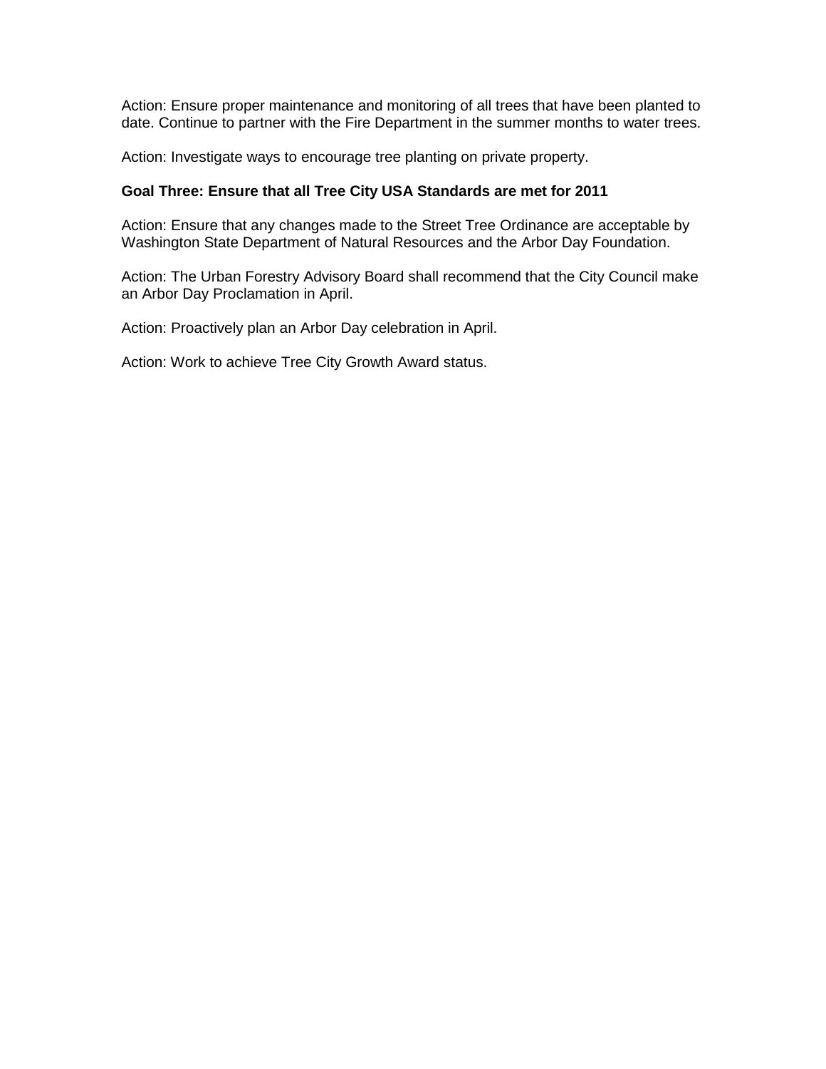Action: Ensure proper maintenance and monitoring of all trees that have been planted to date. Continue to partner with the Fire Department in the summer months to water trees.

Action: Investigate ways to encourage tree planting on private property.

**Goal Three: Ensure that all Tree City USA Standards are met for 2011**

Action: Ensure that any changes made to the Street Tree Ordinance are acceptable by Washington State Department of Natural Resources and the Arbor Day Foundation.

Action: The Urban Forestry Advisory Board shall recommend that the City Council make an Arbor Day Proclamation in April.

Action: Proactively plan an Arbor Day celebration in April.

Action: Work to achieve Tree City Growth Award status.